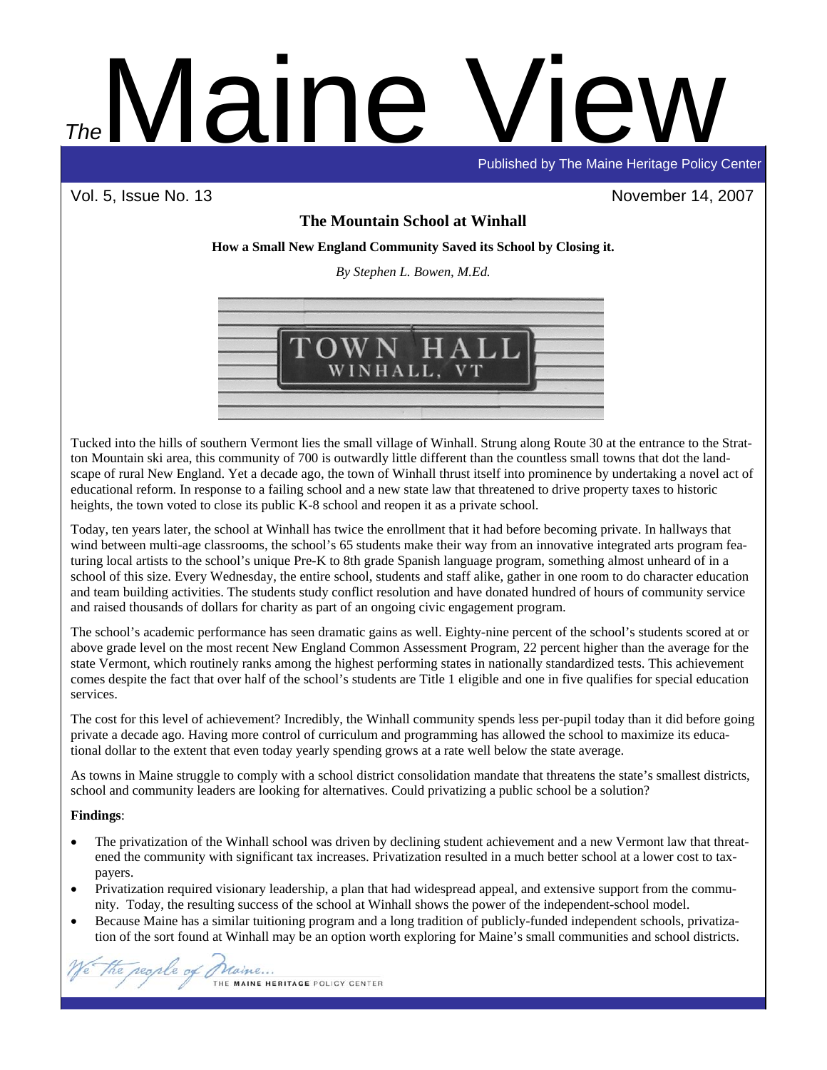# The Maine View

Published by The Maine Heritage Policy Center

Vol. 5, Issue No. 13 November 14, 2007

## The Mountain School at Winhall

**How a Small New England Community Saved its School by Closing it.**

*By Stephen L. Bowen, M.Ed.*

Tucked into the hills of southern Vermont lies the small village of Winhall. Strung along Route 30 at the entrance to the Stratton Mountain ski area, this community of 700 is outwardly little different than the countless small towns that dot the landscape of rural New England. Yet a decade ago, the town of Winhall thrust itself into prominence by undertaking a novel act of educational reform. In response to a failing school and a new state law that threatened to drive property taxes to historic heights, the town voted to close its public K-8 school and reopen it as a private school.

Today, ten years later, the school at Winhall has twice the enrollment that it had before becoming private. In hallways that wind between multi-age classrooms, the school's 65 students make their way from an innovative integrated arts program featuring local artists to the school's unique Pre-K to 8th grade Spanish language program, something almost unheard of in a school of this size. Every Wednesday, the entire school, students and staff alike, gather in one room to do character education and team building activities. The students study conflict resolution and have donated hundred of hours of community service and raised thousands of dollars for charity as part of an ongoing civic engagement program.

The school's academic performance has seen dramatic gains as well. Eighty-nine percent of the school's students scored at or above grade level on the most recent New England Common Assessment Program, 22 percent higher than the average for the state Vermont, which routinely ranks among the highest performing states in nationally standardized tests. This achievement comes despite the fact that over half of the school's students are Title 1 eligible and one in five qualifies for special education services.

The cost for this level of achievement? Incredibly, the Winhall community spends less per-pupil today than it did before going private a decade ago. Having more control of curriculum and programming has allowed the school to maximize its educational dollar to the extent that even today yearly spending grows at a rate well below the state average.

As towns in Maine struggle to comply with a school district consolidation mandate that threatens the state's smallest districts, school and community leaders are looking for alternatives. Could privatizing a public school be a solution?

**Findings**:

- The privatization of the Winhall school was driven by declining student achievement and a new Vermont law that threatened the community with significant tax increases. Privatization resulted in a much better school at a lower cost to taxpayers.
- Privatization required visionary leadership, a plan that had widespread appeal, and extensive support from the community. Today, the resulting success of the school at Winhall shows the power of the independent-school model.
- Because Maine has a similar tuitioning program and a long tradition of publicly-funded independent schools, privatization of the sort found at Winhall may be an option worth exploring for Maine's small communities and school districts.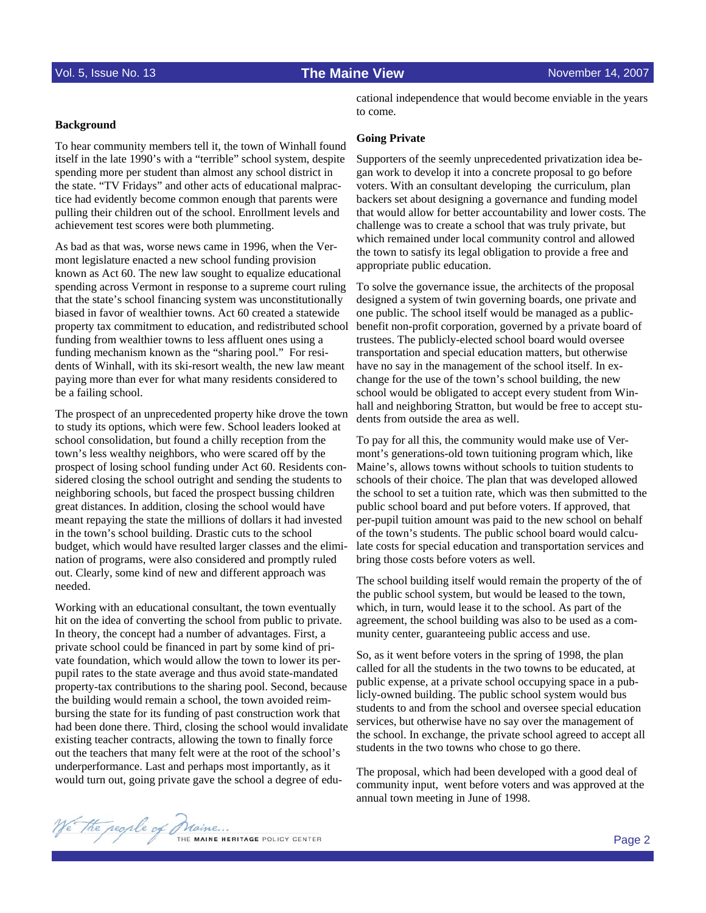### Background

To hear community members tell it, the town of Winhall found itself in the late 1990's with a "terrible" school system, despite spending more per student than almost any school district in the state. "TV Fridays" and other acts of educational malpractice had evidently become common enough that parents were pulling their children out of the school. Enrollment levels and achievement test scores were both plummeting.

As bad as that was, worse news came in 1996, when the Vermont legislature enacted a new school funding provision known as Act 60. The new law sought to equalize educational spending across Vermont in response to a supreme court ruling that the state's school financing system was unconstitutionally biased in favor of wealthier towns. Act 60 created a statewide property tax commitment to education, and redistributed school funding from wealthier towns to less affluent ones using a funding mechanism known as the "sharing pool." For residents of Winhall, with its ski-resort wealth, the new law meant paying more than ever for what many residents considered to be a failing school.

The prospect of an unprecedented property hike drove the town to study its options, which were few. School leaders looked at school consolidation, but found a chilly reception from the town's less wealthy neighbors, who were scared off by the prospect of losing school funding under Act 60. Residents considered closing the school outright and sending the students to neighboring schools, but faced the prospect bussing children great distances. In addition, closing the school would have meant repaying the state the millions of dollars it had invested in the town's school building. Drastic cuts to the school budget, which would have resulted larger classes and the elimination of programs, were also considered and promptly ruled out. Clearly, some kind of new and different approach was needed.

Working with an educational consultant, the town eventually hit on the idea of converting the school from public to private. In theory, the concept had a number of advantages. First, a private school could be financed in part by some kind of private foundation, which would allow the town to lower its per-pupil rates to the state average and thus avoid state-mandated property-tax contributions to the sharing pool. Second, because the building would remain a school, the town avoided reimbursing the state for its funding of past construction work that had been done there. Third, closing the school would invalidate existing teacher contracts, allowing the town to finally force out the teachers that many felt were at the root of the school's underperformance. Last and perhaps most importantly, as it would turn out, going private gave the school a degree of educational independence that would become enviable in the years to come.

### Going Private

Supporters of the seemly unprecedented privatization idea began work to develop it into a concrete proposal to go before voters. With an consultant developing the curriculum, plan backers set about designing a governance and funding model that would allow for better accountability and lower costs. The challenge was to create a school that was truly private, but which remained under local community control and allowed the town to satisfy its legal obligation to provide a free and appropriate public education.

To solve the governance issue, the architects of the proposal designed a system of twin governing boards, one private and one public. The school itself would be managed as a public-benefit non-profit corporation, governed by a private board of trustees. The publicly-elected school board would oversee transportation and special education matters, but otherwise have no say in the management of the school itself. In exchange for the use of the town's school building, the new school would be obligated to accept every student from Winhall and neighboring Stratton, but would be free to accept students from outside the area as well.

To pay for all this, the community would make use of Vermont's generations-old town tuitioning program which, like Maine's, allows towns without schools to tuition students to schools of their choice. The plan that was developed allowed the school to set a tuition rate, which was then submitted to the public school board and put before voters. If approved, that per-pupil tuition amount was paid to the new school on behalf of the town's students. The public school board would calculate costs for special education and transportation services and bring those costs before voters as well.

The school building itself would remain the property of the of the public school system, but would be leased to the town, which, in turn, would lease it to the school. As part of the agreement, the school building was also to be used as a community center, guaranteeing public access and use.

So, as it went before voters in the spring of 1998, the plan called for all the students in the two towns to be educated, at public expense, at a private school occupying space in a publicly-owned building. The public school system would bus students to and from the school and oversee special education services, but otherwise have no say over the management of the school. In exchange, the private school agreed to accept all students in the two towns who chose to go there.

The proposal, which had been developed with a good deal of community input, went before voters and was approved at the annual town meeting in June of 1998.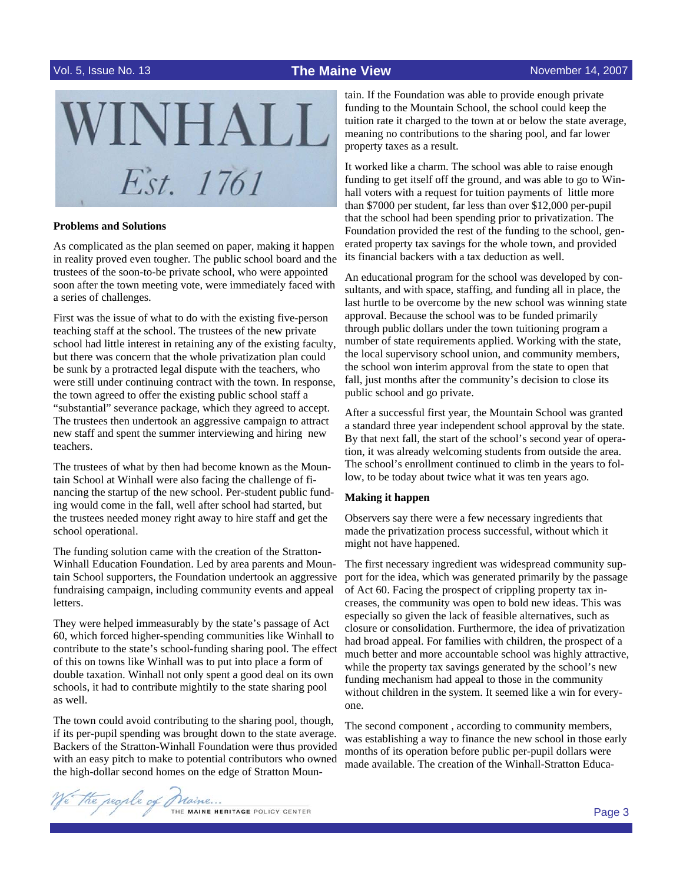### Problems and Solutions

As complicated as the plan seemed on paper, making it happen in reality proved even tougher. The public school board and the trustees of the soon-to-be private school, who were appointed soon after the town meeting vote, were immediately faced with a series of challenges.

First was the issue of what to do with the existing five-person teaching staff at the school. The trustees of the new private school had little interest in retaining any of the existing faculty, but there was concern that the whole privatization plan could be sunk by a protracted legal dispute with the teachers, who were still under continuing contract with the town. In response, the town agreed to offer the existing public school staff a "substantial" severance package, which they agreed to accept. The trustees then undertook an aggressive campaign to attract new staff and spent the summer interviewing and hiring new teachers.

The trustees of what by then had become known as the Mountain School at Winhall were also facing the challenge of financing the startup of the new school. Per-student public funding would come in the fall, well after school had started, but the trustees needed money right away to hire staff and get the school operational.

The funding solution came with the creation of the Stratton-Winhall Education Foundation. Led by area parents and Mountain School supporters, the Foundation undertook an aggressive fundraising campaign, including community events and appeal letters.

They were helped immeasurably by the state's passage of Act 60, which forced higher-spending communities like Winhall to contribute to the state's school-funding sharing pool. The effect of this on towns like Winhall was to put into place a form of double taxation. Winhall not only spent a good deal on its own schools, it had to contribute mightily to the state sharing pool as well.

The town could avoid contributing to the sharing pool, though, if its per-pupil spending was brought down to the state average. Backers of the Stratton-Winhall Foundation were thus provided with an easy pitch to make to potential contributors who owned the high-dollar second homes on the edge of Stratton Mountain. If the Foundation was able to provide enough private funding to the Mountain School, the school could keep the tuition rate it charged to the town at or below the state average, meaning no contributions to the sharing pool, and far lower property taxes as a result.

It worked like a charm. The school was able to raise enough funding to get itself off the ground, and was able to go to Winhall voters with a request for tuition payments of little more than $7000 per student, far less than over $12,000 per-pupil that the school had been spending prior to privatization. The Foundation provided the rest of the funding to the school, generated property tax savings for the whole town, and provided its financial backers with a tax deduction as well.

An educational program for the school was developed by consultants, and with space, staffing, and funding all in place, the last hurtle to be overcome by the new school was winning state approval. Because the school was to be funded primarily through public dollars under the town tuitioning program a number of state requirements applied. Working with the state, the local supervisory school union, and community members, the school won interim approval from the state to open that fall, just months after the community's decision to close its public school and go private.

After a successful first year, the Mountain School was granted a standard three year independent school approval by the state. By that next fall, the start of the school's second year of operation, it was already welcoming students from outside the area. The school's enrollment continued to climb in the years to follow, to be today about twice what it was ten years ago.

### Making it happen

Observers say there were a few necessary ingredients that made the privatization process successful, without which it might not have happened.

The first necessary ingredient was widespread community support for the idea, which was generated primarily by the passage of Act 60. Facing the prospect of crippling property tax increases, the community was open to bold new ideas. This was especially so given the lack of feasible alternatives, such as closure or consolidation. Furthermore, the idea of privatization had broad appeal. For families with children, the prospect of a much better and more accountable school was highly attractive, while the property tax savings generated by the school's new funding mechanism had appeal to those in the community without children in the system. It seemed like a win for everyone.

The second component , according to community members, was establishing a way to finance the new school in those early months of its operation before public per-pupil dollars were made available. The creation of the Winhall-Stratton Educa-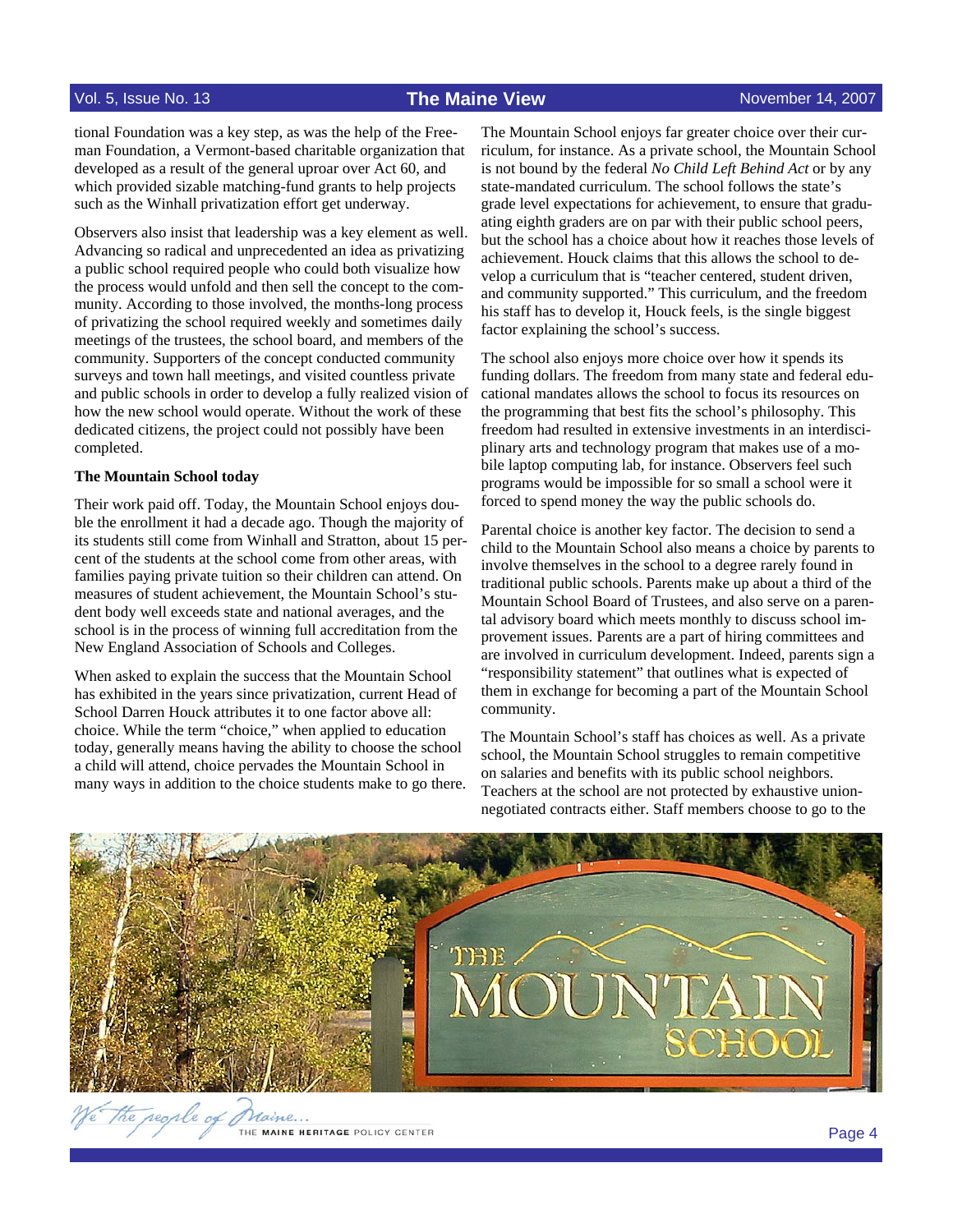tional Foundation was a key step, as was the help of the Freeman Foundation, a Vermont-based charitable organization that developed as a result of the general uproar over Act 60, and which provided sizable matching-fund grants to help projects such as the Winhall privatization effort get underway.

Observers also insist that leadership was a key element as well. Advancing so radical and unprecedented an idea as privatizing a public school required people who could both visualize how the process would unfold and then sell the concept to the community. According to those involved, the months-long process of privatizing the school required weekly and sometimes daily meetings of the trustees, the school board, and members of the community. Supporters of the concept conducted community surveys and town hall meetings, and visited countless private and public schools in order to develop a fully realized vision of how the new school would operate. Without the work of these dedicated citizens, the project could not possibly have been completed.

**The Mountain School today**

Their work paid off. Today, the Mountain School enjoys double the enrollment it had a decade ago. Though the majority of its students still come from Winhall and Stratton, about 15 percent of the students at the school come from other areas, with families paying private tuition so their children can attend. On measures of student achievement, the Mountain School's student body well exceeds state and national averages, and the school is in the process of winning full accreditation from the New England Association of Schools and Colleges.

When asked to explain the success that the Mountain School has exhibited in the years since privatization, current Head of School Darren Houck attributes it to one factor above all: choice. While the term "choice," when applied to education today, generally means having the ability to choose the school a child will attend, choice pervades the Mountain School in many ways in addition to the choice students make to go there.

The Mountain School enjoys far greater choice over their curriculum, for instance. As a private school, the Mountain School is not bound by the federal *No Child Left Behind Act* or by any state-mandated curriculum. The school follows the state's grade level expectations for achievement, to ensure that graduating eighth graders are on par with their public school peers, but the school has a choice about how it reaches those levels of achievement. Houck claims that this allows the school to develop a curriculum that is "teacher centered, student driven, and community supported." This curriculum, and the freedom his staff has to develop it, Houck feels, is the single biggest factor explaining the school's success.

The school also enjoys more choice over how it spends its funding dollars. The freedom from many state and federal educational mandates allows the school to focus its resources on the programming that best fits the school's philosophy. This freedom had resulted in extensive investments in an interdisciplinary arts and technology program that makes use of a mobile laptop computing lab, for instance. Observers feel such programs would be impossible for so small a school were it forced to spend money the way the public schools do.

Parental choice is another key factor. The decision to send a child to the Mountain School also means a choice by parents to involve themselves in the school to a degree rarely found in traditional public schools. Parents make up about a third of the Mountain School Board of Trustees, and also serve on a parental advisory board which meets monthly to discuss school improvement issues. Parents are a part of hiring committees and are involved in curriculum development. Indeed, parents sign a "responsibility statement" that outlines what is expected of them in exchange for becoming a part of the Mountain School community.

The Mountain School's staff has choices as well. As a private school, the Mountain School struggles to remain competitive on salaries and benefits with its public school neighbors. Teachers at the school are not protected by exhaustive union-negotiated contracts either. Staff members choose to go to the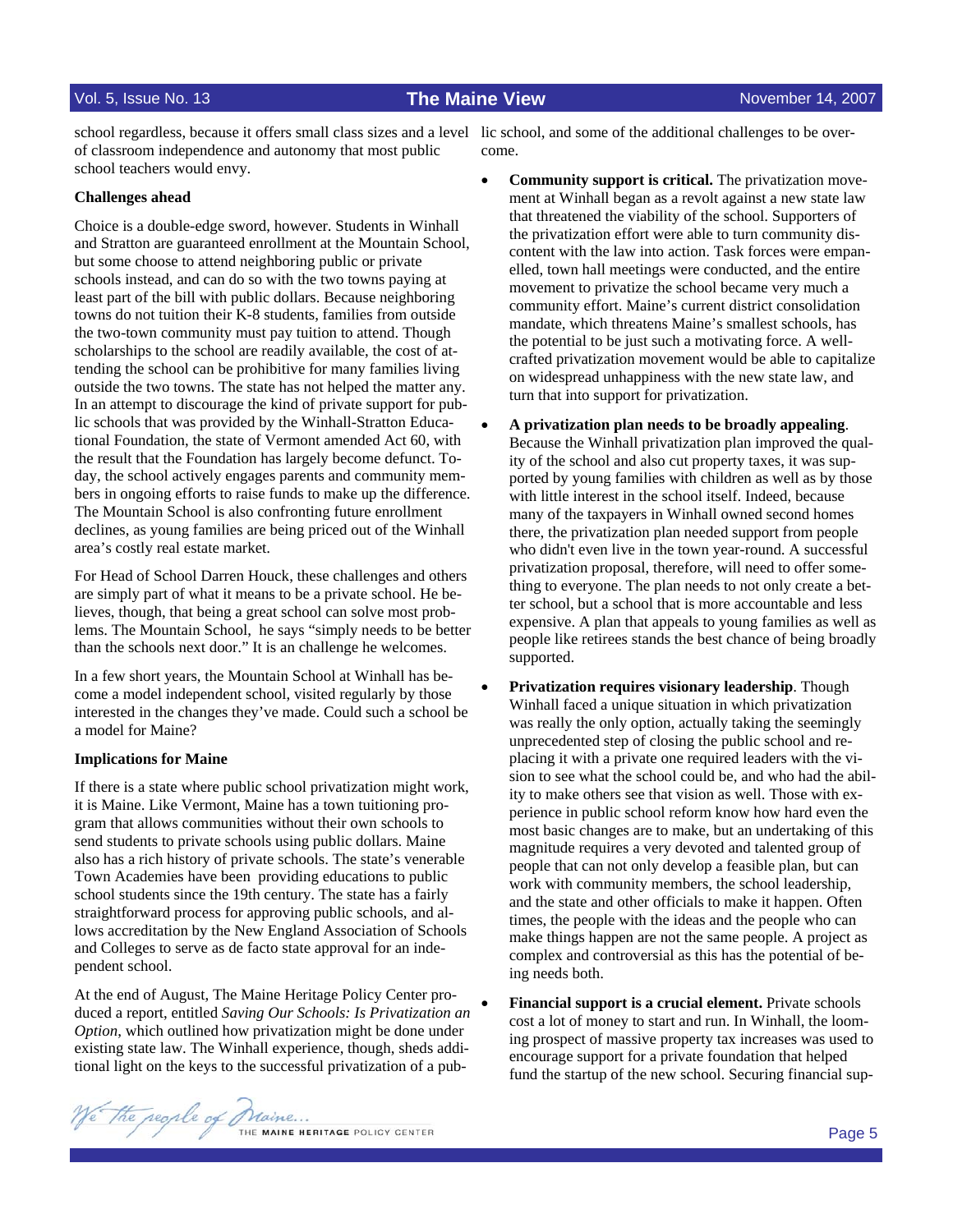school regardless, because it offers small class sizes and a level of classroom independence and autonomy that most public school teachers would envy.

**Challenges ahead**

Choice is a double-edge sword, however. Students in Winhall and Stratton are guaranteed enrollment at the Mountain School, but some choose to attend neighboring public or private schools instead, and can do so with the two towns paying at least part of the bill with public dollars. Because neighboring towns do not tuition their K-8 students, families from outside the two-town community must pay tuition to attend. Though scholarships to the school are readily available, the cost of attending the school can be prohibitive for many families living outside the two towns. The state has not helped the matter any. In an attempt to discourage the kind of private support for public schools that was provided by the Winhall-Stratton Educational Foundation, the state of Vermont amended Act 60, with the result that the Foundation has largely become defunct. Today, the school actively engages parents and community members in ongoing efforts to raise funds to make up the difference. The Mountain School is also confronting future enrollment declines, as young families are being priced out of the Winhall area's costly real estate market.

For Head of School Darren Houck, these challenges and others are simply part of what it means to be a private school. He believes, though, that being a great school can solve most problems. The Mountain School, he says "simply needs to be better than the schools next door." It is an challenge he welcomes.

In a few short years, the Mountain School at Winhall has become a model independent school, visited regularly by those interested in the changes they've made. Could such a school be a model for Maine?

**Implications for Maine**

If there is a state where public school privatization might work, it is Maine. Like Vermont, Maine has a town tuitioning program that allows communities without their own schools to send students to private schools using public dollars. Maine also has a rich history of private schools. The state's venerable Town Academies have been providing educations to public school students since the 19th century. The state has a fairly straightforward process for approving public schools, and allows accreditation by the New England Association of Schools and Colleges to serve as de facto state approval for an independent school.

At the end of August, The Maine Heritage Policy Center produced a report, entitled *Saving Our Schools: Is Privatization an Option*, which outlined how privatization might be done under existing state law. The Winhall experience, though, sheds additional light on the keys to the successful privatization of a public school, and some of the additional challenges to be overcome.

- **Community support is critical.** The privatization movement at Winhall began as a revolt against a new state law that threatened the viability of the school. Supporters of the privatization effort were able to turn community discontent with the law into action. Task forces were empanelled, town hall meetings were conducted, and the entire movement to privatize the school became very much a community effort. Maine's current district consolidation mandate, which threatens Maine's smallest schools, has the potential to be just such a motivating force. A well-crafted privatization movement would be able to capitalize on widespread unhappiness with the new state law, and turn that into support for privatization.

- **A privatization plan needs to be broadly appealing**. Because the Winhall privatization plan improved the quality of the school and also cut property taxes, it was supported by young families with children as well as by those with little interest in the school itself. Indeed, because many of the taxpayers in Winhall owned second homes there, the privatization plan needed support from people who didn't even live in the town year-round. A successful privatization proposal, therefore, will need to offer something to everyone. The plan needs to not only create a better school, but a school that is more accountable and less expensive. A plan that appeals to young families as well as people like retirees stands the best chance of being broadly supported.

- **Privatization requires visionary leadership**. Though Winhall faced a unique situation in which privatization was really the only option, actually taking the seemingly unprecedented step of closing the public school and replacing it with a private one required leaders with the vision to see what the school could be, and who had the ability to make others see that vision as well. Those with experience in public school reform know how hard even the most basic changes are to make, but an undertaking of this magnitude requires a very devoted and talented group of people that can not only develop a feasible plan, but can work with community members, the school leadership, and the state and other officials to make it happen. Often times, the people with the ideas and the people who can make things happen are not the same people. A project as complex and controversial as this has the potential of being needs both.

- **Financial support is a crucial element.** Private schools cost a lot of money to start and run. In Winhall, the looming prospect of massive property tax increases was used to encourage support for a private foundation that helped fund the startup of the new school. Securing financial sup-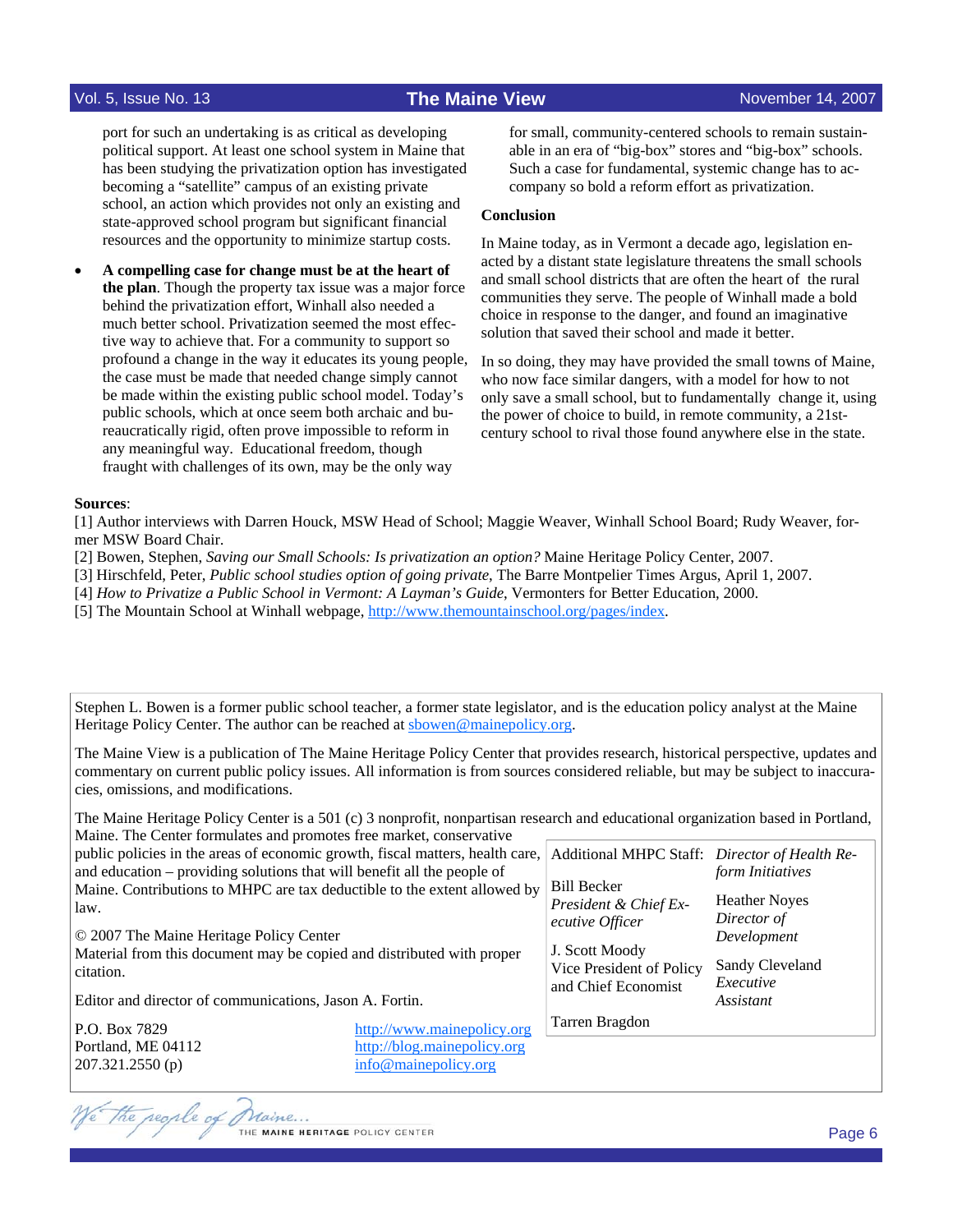port for such an undertaking is as critical as developing political support. At least one school system in Maine that has been studying the privatization option has investigated becoming a "satellite" campus of an existing private school, an action which provides not only an existing and state-approved school program but significant financial resources and the opportunity to minimize startup costs.

- **A compelling case for change must be at the heart of the plan**. Though the property tax issue was a major force behind the privatization effort, Winhall also needed a much better school. Privatization seemed the most effective way to achieve that. For a community to support so profound a change in the way it educates its young people, the case must be made that needed change simply cannot be made within the existing public school model. Today's public schools, which at once seem both archaic and bureaucratically rigid, often prove impossible to reform in any meaningful way. Educational freedom, though fraught with challenges of its own, may be the only way for small, community-centered schools to remain sustainable in an era of "big-box" stores and "big-box" schools. Such a case for fundamental, systemic change has to accompany so bold a reform effort as privatization.

**Conclusion**

In Maine today, as in Vermont a decade ago, legislation enacted by a distant state legislature threatens the small schools and small school districts that are often the heart of the rural communities they serve. The people of Winhall made a bold choice in response to the danger, and found an imaginative solution that saved their school and made it better.

In so doing, they may have provided the small towns of Maine, who now face similar dangers, with a model for how to not only save a small school, but to fundamentally change it, using the power of choice to build, in remote community, a 21st-century school to rival those found anywhere else in the state.

**Sources**:

[1] Author interviews with Darren Houck, MSW Head of School; Maggie Weaver, Winhall School Board; Rudy Weaver, former MSW Board Chair.

[2] Bowen, Stephen, *Saving our Small Schools: Is privatization an option?* Maine Heritage Policy Center, 2007.

[3] Hirschfeld, Peter, *Public school studies option of going private*, The Barre Montpelier Times Argus, April 1, 2007.

[4] *How to Privatize a Public School in Vermont: A Layman's Guide*, Vermonters for Better Education, 2000.

[5] The Mountain School at Winhall webpage, http://www.themountainschool.org/pages/index.

---

Stephen L. Bowen is a former public school teacher, a former state legislator, and is the education policy analyst at the Maine Heritage Policy Center. The author can be reached at sbowen@mainepolicy.org.

The Maine View is a publication of The Maine Heritage Policy Center that provides research, historical perspective, updates and commentary on current public policy issues. All information is from sources considered reliable, but may be subject to inaccuracies, omissions, and modifications.

The Maine Heritage Policy Center is a 501 (c) 3 nonprofit, nonpartisan research and educational organization based in Portland, Maine. The Center formulates and promotes free market, conservative public policies in the areas of economic growth, fiscal matters, health care, and education – providing solutions that will benefit all the people of Maine. Contributions to MHPC are tax deductible to the extent allowed by law.

© 2007 The Maine Heritage Policy Center
Material from this document may be copied and distributed with proper citation.

Editor and director of communications, Jason A. Fortin.

P.O. Box 7829
Portland, ME 04112
207.321.2550 (p)

http://www.mainepolicy.org
http://blog.mainepolicy.org
info@mainepolicy.org

Additional MHPC Staff:

Bill Becker
*President & Chief Executive Officer*

J. Scott Moody
Vice President of Policy and Chief Economist

Tarren Bragdon
*Director of Health Reform Initiatives*

Heather Noyes
*Director of Development*

Sandy Cleveland
*Executive Assistant*

We the people of Maine... THE MAINE HERITAGE POLICY CENTER